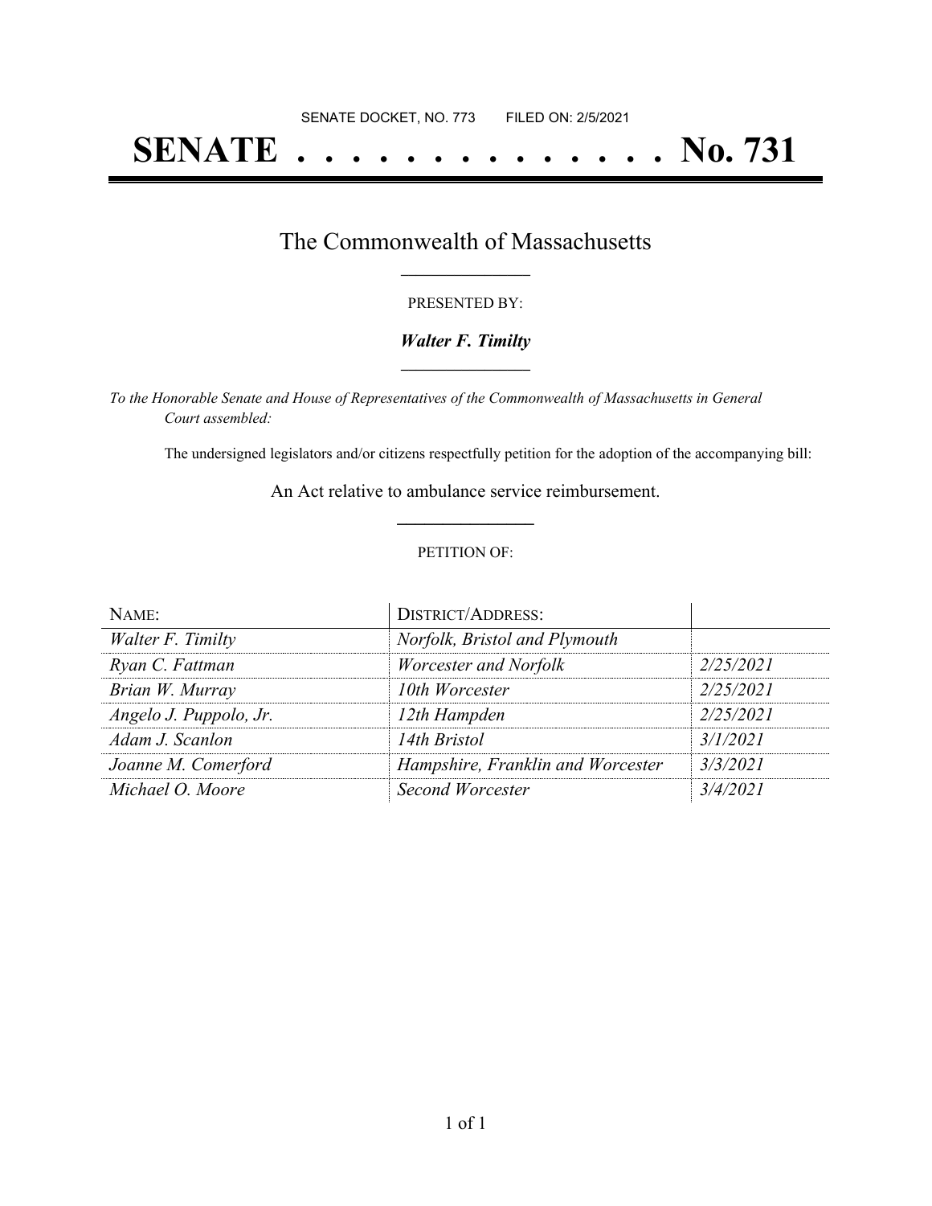SENATE DOCKET, NO. 773 FILED ON: 2/5/2021

# SENATE . . . . . . . . . . . . . . No. 731

## The Commonwealth of Massachusetts

PRESENTED BY:

***Walter F. Timilty***

*To the Honorable Senate and House of Representatives of the Commonwealth of Massachusetts in General Court assembled:*

The undersigned legislators and/or citizens respectfully petition for the adoption of the accompanying bill:

An Act relative to ambulance service reimbursement.

PETITION OF:

| NAME: | DISTRICT/ADDRESS: | |
|---|---|---|
| *Walter F. Timilty* | *Norfolk, Bristol and Plymouth* | |
| *Ryan C. Fattman* | *Worcester and Norfolk* | *2/25/2021* |
| *Brian W. Murray* | *10th Worcester* | *2/25/2021* |
| *Angelo J. Puppolo, Jr.* | *12th Hampden* | *2/25/2021* |
| *Adam J. Scanlon* | *14th Bristol* | *3/1/2021* |
| *Joanne M. Comerford* | *Hampshire, Franklin and Worcester* | *3/3/2021* |
| *Michael O. Moore* | *Second Worcester* | *3/4/2021* |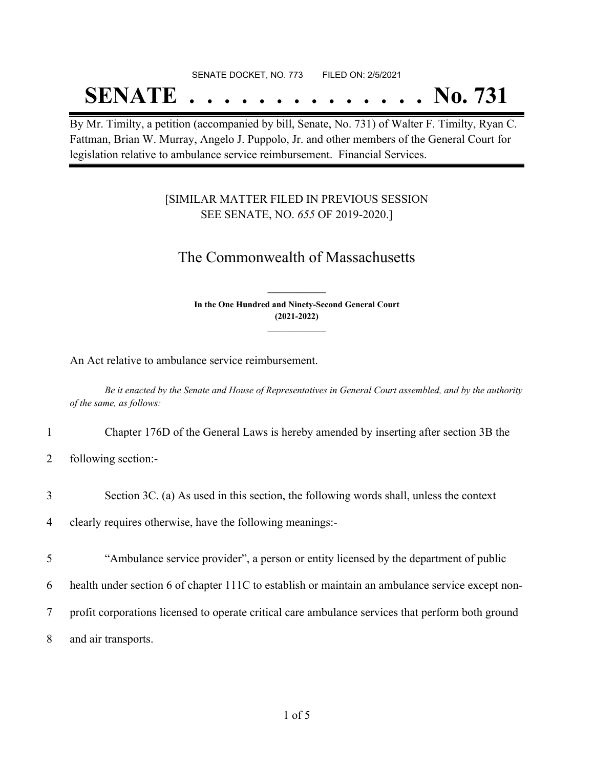SENATE DOCKET, NO. 773        FILED ON: 2/5/2021

# SENATE . . . . . . . . . . . . . . No. 731

By Mr. Timilty, a petition (accompanied by bill, Senate, No. 731) of Walter F. Timilty, Ryan C. Fattman, Brian W. Murray, Angelo J. Puppolo, Jr. and other members of the General Court for legislation relative to ambulance service reimbursement. Financial Services.

[SIMILAR MATTER FILED IN PREVIOUS SESSION SEE SENATE, NO. *655* OF 2019-2020.]

## The Commonwealth of Massachusetts

**In the One Hundred and Ninety-Second General Court (2021-2022)**

An Act relative to ambulance service reimbursement.

*Be it enacted by the Senate and House of Representatives in General Court assembled, and by the authority of the same, as follows:*

1 Chapter 176D of the General Laws is hereby amended by inserting after section 3B the

2 following section:-

3 Section 3C. (a) As used in this section, the following words shall, unless the context

4 clearly requires otherwise, have the following meanings:-

5 "Ambulance service provider", a person or entity licensed by the department of public

6 health under section 6 of chapter 111C to establish or maintain an ambulance service except non-

7 profit corporations licensed to operate critical care ambulance services that perform both ground

8 and air transports.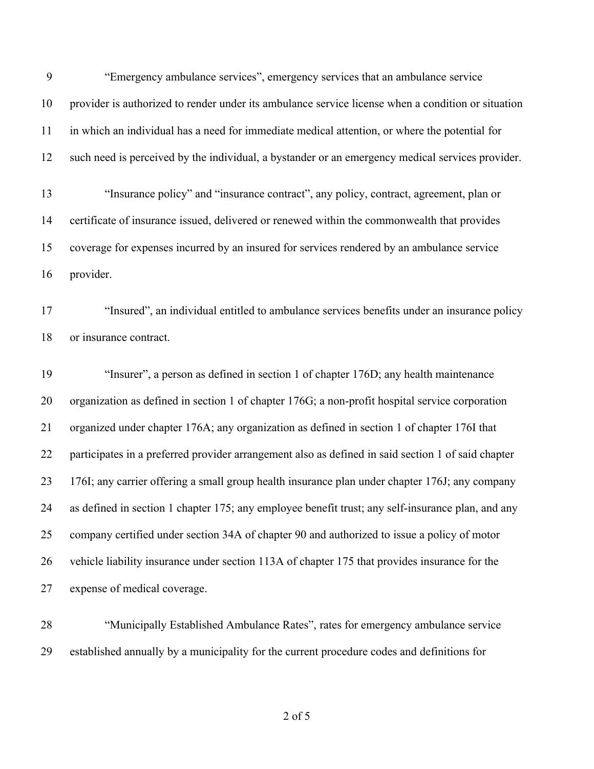"Emergency ambulance services", emergency services that an ambulance service provider is authorized to render under its ambulance service license when a condition or situation in which an individual has a need for immediate medical attention, or where the potential for such need is perceived by the individual, a bystander or an emergency medical services provider.

"Insurance policy" and "insurance contract", any policy, contract, agreement, plan or certificate of insurance issued, delivered or renewed within the commonwealth that provides coverage for expenses incurred by an insured for services rendered by an ambulance service provider.

"Insured", an individual entitled to ambulance services benefits under an insurance policy or insurance contract.

"Insurer", a person as defined in section 1 of chapter 176D; any health maintenance organization as defined in section 1 of chapter 176G; a non-profit hospital service corporation organized under chapter 176A; any organization as defined in section 1 of chapter 176I that participates in a preferred provider arrangement also as defined in said section 1 of said chapter 176I; any carrier offering a small group health insurance plan under chapter 176J; any company as defined in section 1 chapter 175; any employee benefit trust; any self-insurance plan, and any company certified under section 34A of chapter 90 and authorized to issue a policy of motor vehicle liability insurance under section 113A of chapter 175 that provides insurance for the expense of medical coverage.

"Municipally Established Ambulance Rates", rates for emergency ambulance service established annually by a municipality for the current procedure codes and definitions for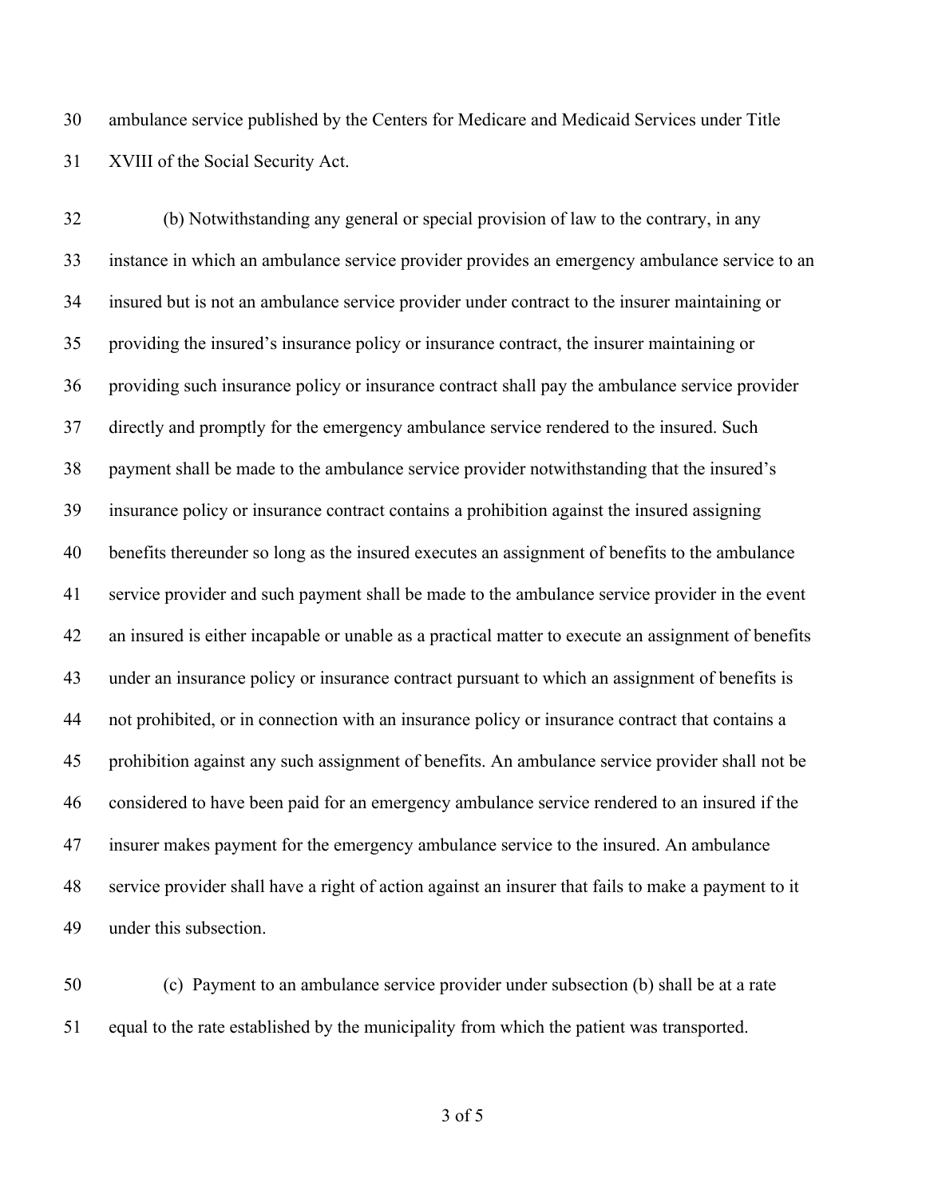ambulance service published by the Centers for Medicare and Medicaid Services under Title XVIII of the Social Security Act.

(b) Notwithstanding any general or special provision of law to the contrary, in any instance in which an ambulance service provider provides an emergency ambulance service to an insured but is not an ambulance service provider under contract to the insurer maintaining or providing the insured's insurance policy or insurance contract, the insurer maintaining or providing such insurance policy or insurance contract shall pay the ambulance service provider directly and promptly for the emergency ambulance service rendered to the insured. Such payment shall be made to the ambulance service provider notwithstanding that the insured's insurance policy or insurance contract contains a prohibition against the insured assigning benefits thereunder so long as the insured executes an assignment of benefits to the ambulance service provider and such payment shall be made to the ambulance service provider in the event an insured is either incapable or unable as a practical matter to execute an assignment of benefits under an insurance policy or insurance contract pursuant to which an assignment of benefits is not prohibited, or in connection with an insurance policy or insurance contract that contains a prohibition against any such assignment of benefits. An ambulance service provider shall not be considered to have been paid for an emergency ambulance service rendered to an insured if the insurer makes payment for the emergency ambulance service to the insured. An ambulance service provider shall have a right of action against an insurer that fails to make a payment to it under this subsection.

(c) Payment to an ambulance service provider under subsection (b) shall be at a rate equal to the rate established by the municipality from which the patient was transported.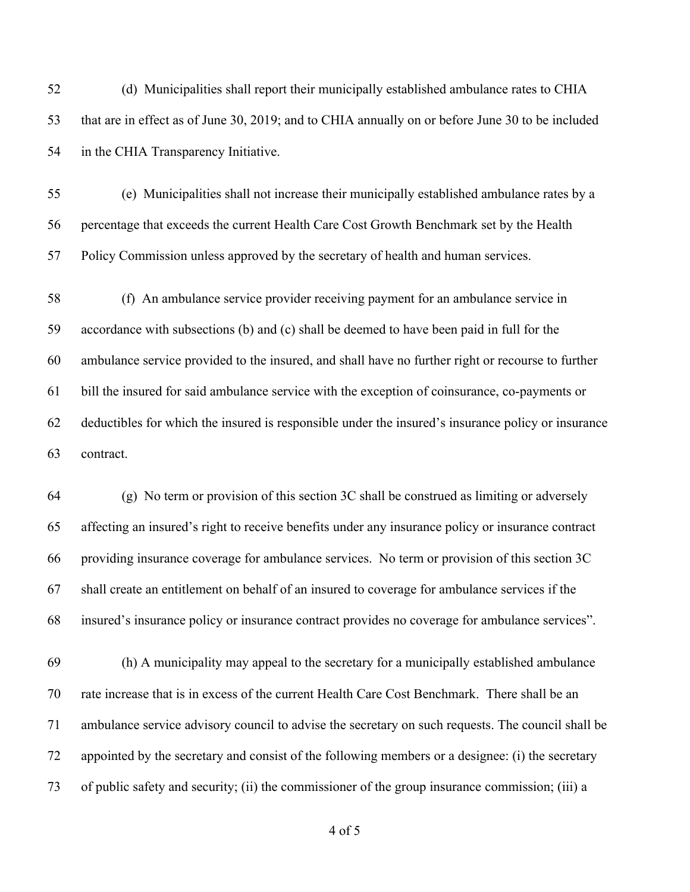(d) Municipalities shall report their municipally established ambulance rates to CHIA that are in effect as of June 30, 2019; and to CHIA annually on or before June 30 to be included in the CHIA Transparency Initiative.

(e) Municipalities shall not increase their municipally established ambulance rates by a percentage that exceeds the current Health Care Cost Growth Benchmark set by the Health Policy Commission unless approved by the secretary of health and human services.

(f) An ambulance service provider receiving payment for an ambulance service in accordance with subsections (b) and (c) shall be deemed to have been paid in full for the ambulance service provided to the insured, and shall have no further right or recourse to further bill the insured for said ambulance service with the exception of coinsurance, co-payments or deductibles for which the insured is responsible under the insured's insurance policy or insurance contract.

(g) No term or provision of this section 3C shall be construed as limiting or adversely affecting an insured's right to receive benefits under any insurance policy or insurance contract providing insurance coverage for ambulance services. No term or provision of this section 3C shall create an entitlement on behalf of an insured to coverage for ambulance services if the insured's insurance policy or insurance contract provides no coverage for ambulance services".

(h) A municipality may appeal to the secretary for a municipally established ambulance rate increase that is in excess of the current Health Care Cost Benchmark. There shall be an ambulance service advisory council to advise the secretary on such requests. The council shall be appointed by the secretary and consist of the following members or a designee: (i) the secretary of public safety and security; (ii) the commissioner of the group insurance commission; (iii) a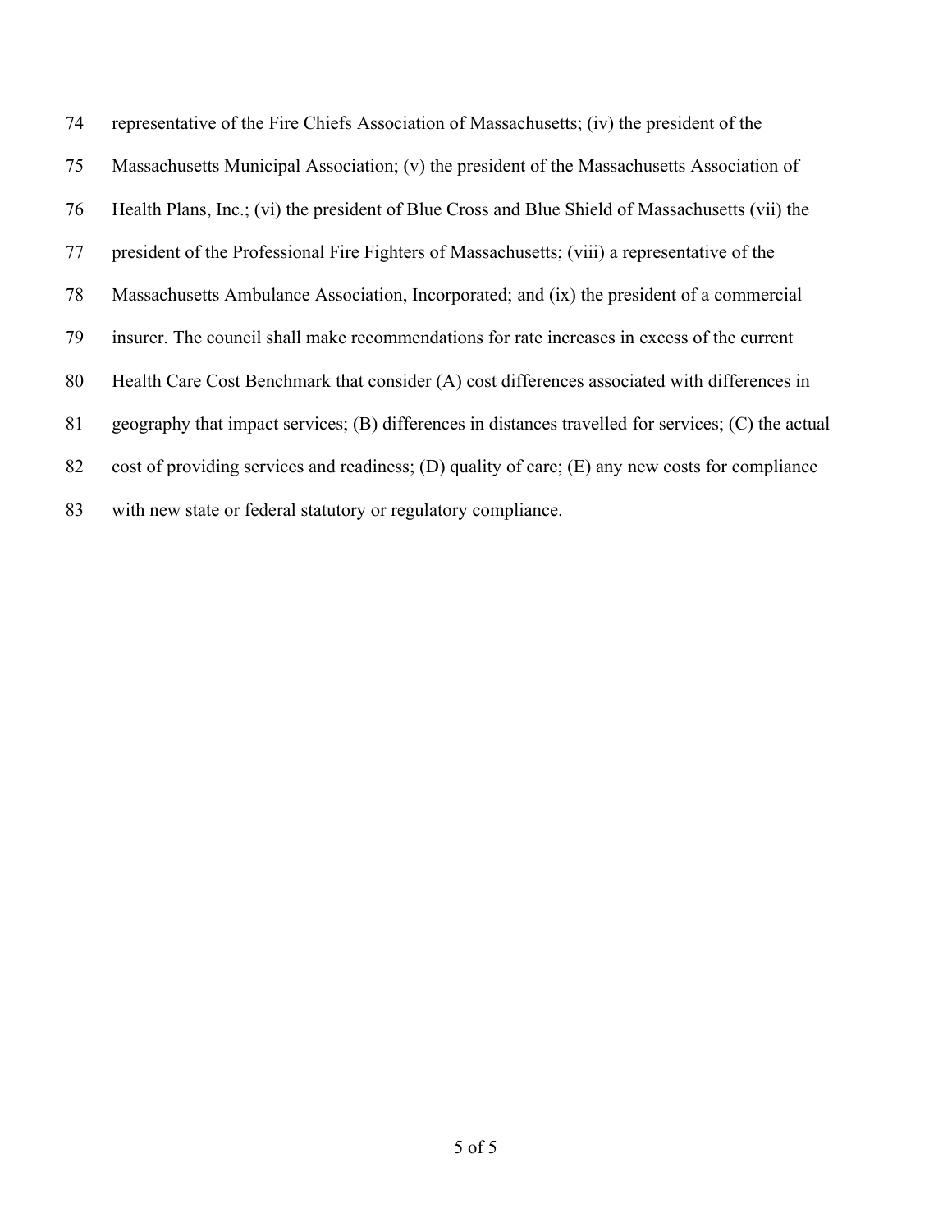representative of the Fire Chiefs Association of Massachusetts; (iv) the president of the Massachusetts Municipal Association; (v) the president of the Massachusetts Association of Health Plans, Inc.; (vi) the president of Blue Cross and Blue Shield of Massachusetts (vii) the president of the Professional Fire Fighters of Massachusetts; (viii) a representative of the Massachusetts Ambulance Association, Incorporated; and (ix) the president of a commercial insurer. The council shall make recommendations for rate increases in excess of the current Health Care Cost Benchmark that consider (A) cost differences associated with differences in geography that impact services; (B) differences in distances travelled for services; (C) the actual cost of providing services and readiness; (D) quality of care; (E) any new costs for compliance with new state or federal statutory or regulatory compliance.